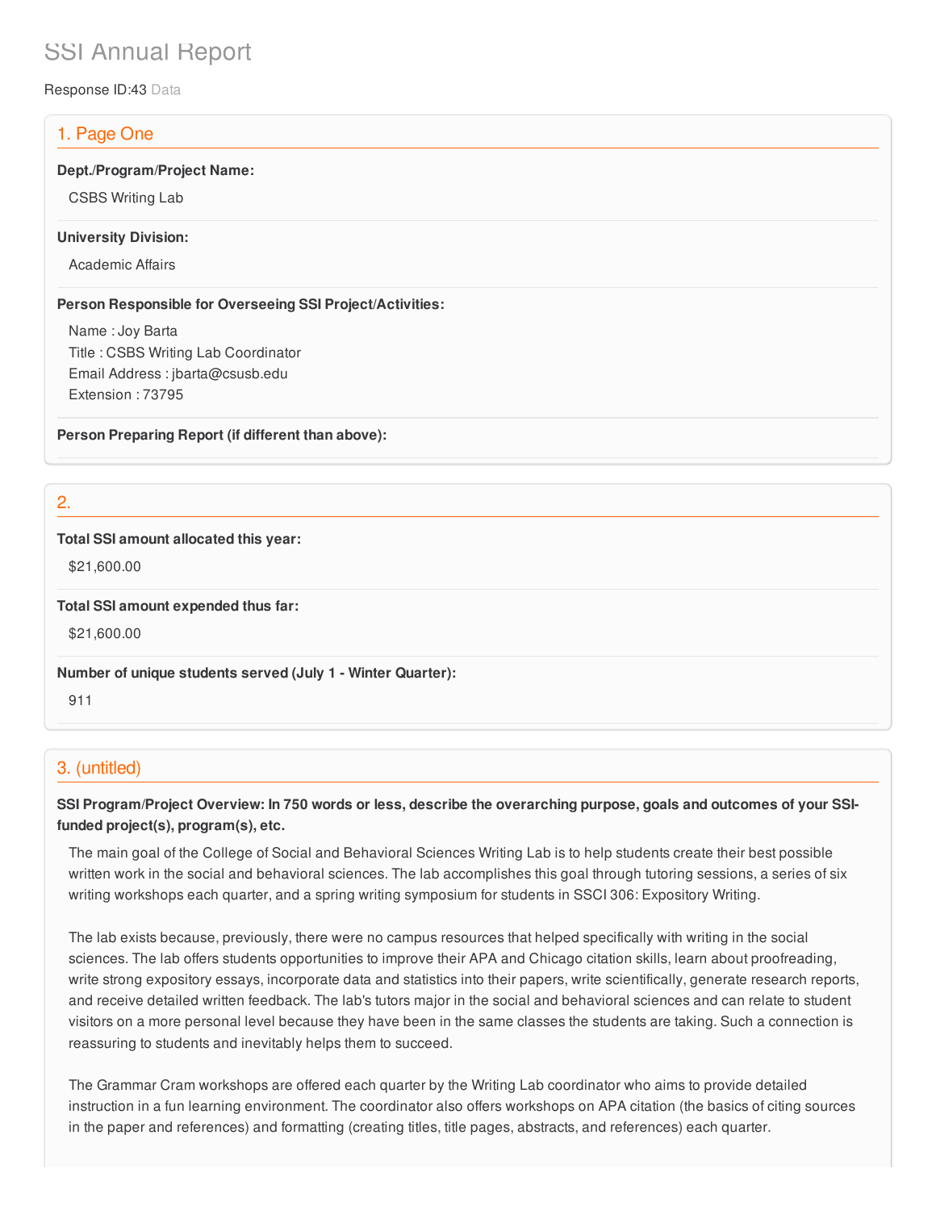# SSI Annual Report

Response ID:43 Data

## 1. Page One

**Dept./Program/Project Name:**

CSBS Writing Lab

**University Division:**

Academic Affairs

**Person Responsible for Overseeing SSI Project/Activities:**

Name : Joy Barta
Title : CSBS Writing Lab Coordinator
Email Address : jbarta@csusb.edu
Extension : 73795

**Person Preparing Report (if different than above):**

## 2.

**Total SSI amount allocated this year:**

$21,600.00

**Total SSI amount expended thus far:**

$21,600.00

**Number of unique students served (July 1 - Winter Quarter):**

911

## 3. (untitled)

**SSI Program/Project Overview: In 750 words or less, describe the overarching purpose, goals and outcomes of your SSI-funded project(s), program(s), etc.**

The main goal of the College of Social and Behavioral Sciences Writing Lab is to help students create their best possible written work in the social and behavioral sciences. The lab accomplishes this goal through tutoring sessions, a series of six writing workshops each quarter, and a spring writing symposium for students in SSCI 306: Expository Writing.

The lab exists because, previously, there were no campus resources that helped specifically with writing in the social sciences. The lab offers students opportunities to improve their APA and Chicago citation skills, learn about proofreading, write strong expository essays, incorporate data and statistics into their papers, write scientifically, generate research reports, and receive detailed written feedback. The lab's tutors major in the social and behavioral sciences and can relate to student visitors on a more personal level because they have been in the same classes the students are taking. Such a connection is reassuring to students and inevitably helps them to succeed.

The Grammar Cram workshops are offered each quarter by the Writing Lab coordinator who aims to provide detailed instruction in a fun learning environment. The coordinator also offers workshops on APA citation (the basics of citing sources in the paper and references) and formatting (creating titles, title pages, abstracts, and references) each quarter.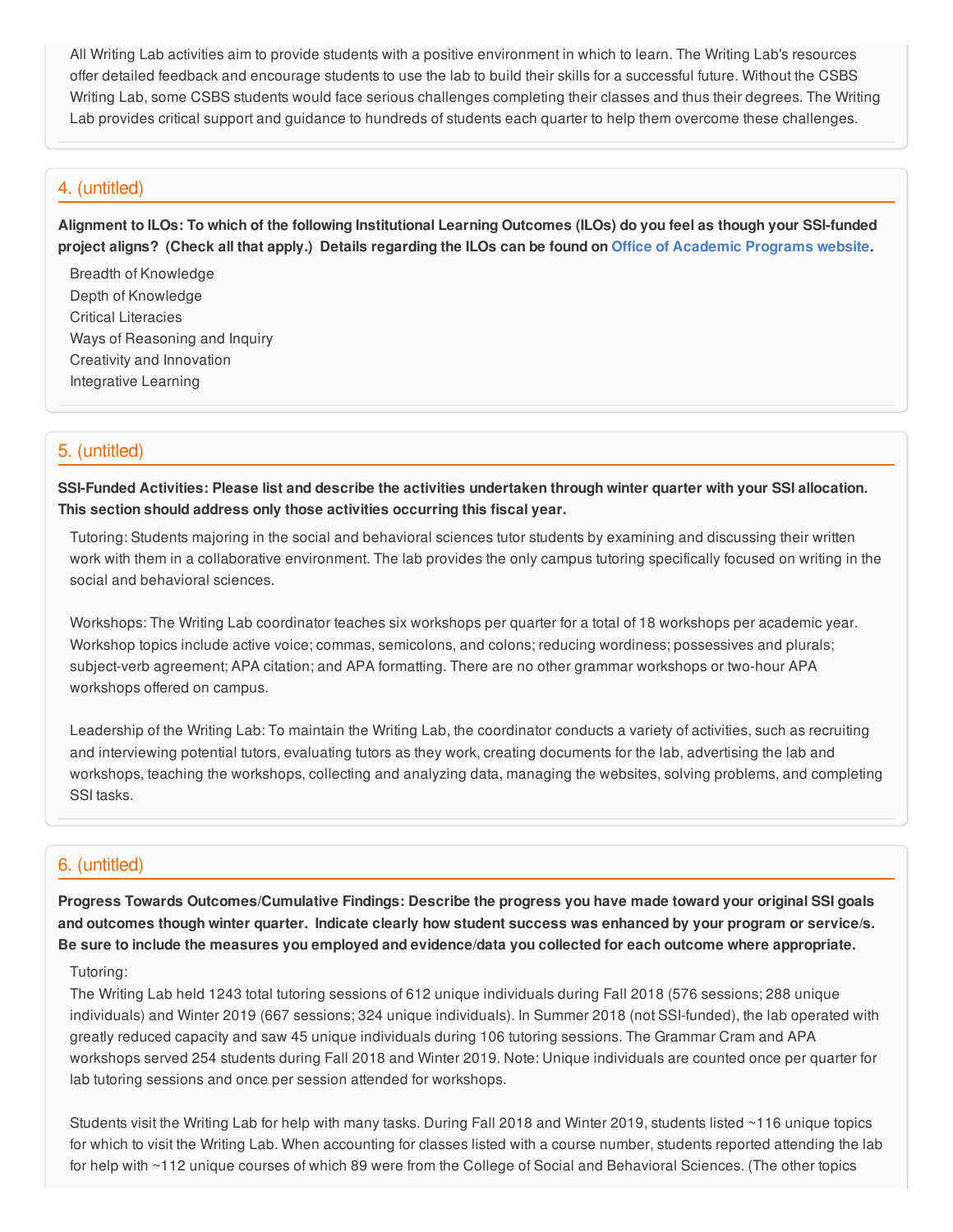All Writing Lab activities aim to provide students with a positive environment in which to learn. The Writing Lab's resources offer detailed feedback and encourage students to use the lab to build their skills for a successful future. Without the CSBS Writing Lab, some CSBS students would face serious challenges completing their classes and thus their degrees. The Writing Lab provides critical support and guidance to hundreds of students each quarter to help them overcome these challenges.

## 4. (untitled)

**Alignment to ILOs: To which of the following Institutional Learning Outcomes (ILOs) do you feel as though your SSI-funded project aligns? (Check all that apply.) Details regarding the ILOs can be found on Office of Academic Programs website.**

- Breadth of Knowledge
- Depth of Knowledge
- Critical Literacies
- Ways of Reasoning and Inquiry
- Creativity and Innovation
- Integrative Learning

## 5. (untitled)

**SSI-Funded Activities: Please list and describe the activities undertaken through winter quarter with your SSI allocation. This section should address only those activities occurring this fiscal year.**

Tutoring: Students majoring in the social and behavioral sciences tutor students by examining and discussing their written work with them in a collaborative environment. The lab provides the only campus tutoring specifically focused on writing in the social and behavioral sciences.

Workshops: The Writing Lab coordinator teaches six workshops per quarter for a total of 18 workshops per academic year. Workshop topics include active voice; commas, semicolons, and colons; reducing wordiness; possessives and plurals; subject-verb agreement; APA citation; and APA formatting. There are no other grammar workshops or two-hour APA workshops offered on campus.

Leadership of the Writing Lab: To maintain the Writing Lab, the coordinator conducts a variety of activities, such as recruiting and interviewing potential tutors, evaluating tutors as they work, creating documents for the lab, advertising the lab and workshops, teaching the workshops, collecting and analyzing data, managing the websites, solving problems, and completing SSI tasks.

## 6. (untitled)

**Progress Towards Outcomes/Cumulative Findings: Describe the progress you have made toward your original SSI goals and outcomes though winter quarter. Indicate clearly how student success was enhanced by your program or service/s. Be sure to include the measures you employed and evidence/data you collected for each outcome where appropriate.**

Tutoring:
The Writing Lab held 1243 total tutoring sessions of 612 unique individuals during Fall 2018 (576 sessions; 288 unique individuals) and Winter 2019 (667 sessions; 324 unique individuals). In Summer 2018 (not SSI-funded), the lab operated with greatly reduced capacity and saw 45 unique individuals during 106 tutoring sessions. The Grammar Cram and APA workshops served 254 students during Fall 2018 and Winter 2019. Note: Unique individuals are counted once per quarter for lab tutoring sessions and once per session attended for workshops.

Students visit the Writing Lab for help with many tasks. During Fall 2018 and Winter 2019, students listed ~116 unique topics for which to visit the Writing Lab. When accounting for classes listed with a course number, students reported attending the lab for help with ~112 unique courses of which 89 were from the College of Social and Behavioral Sciences. (The other topics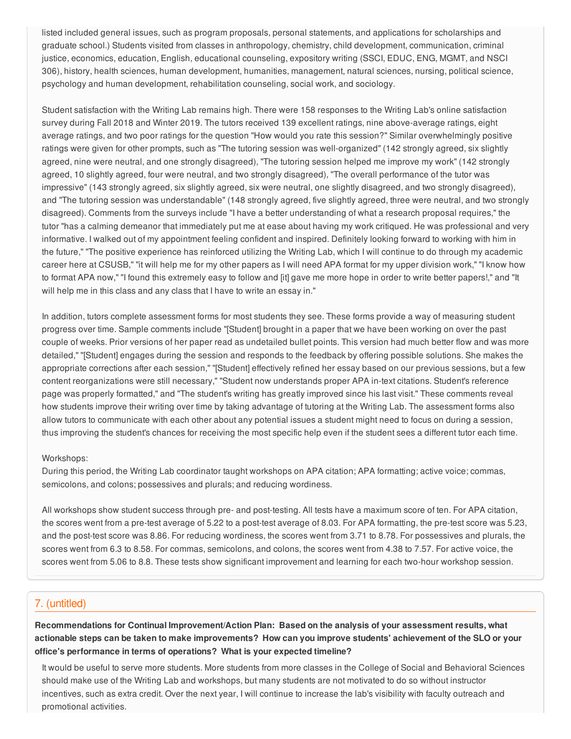listed included general issues, such as program proposals, personal statements, and applications for scholarships and graduate school.) Students visited from classes in anthropology, chemistry, child development, communication, criminal justice, economics, education, English, educational counseling, expository writing (SSCI, EDUC, ENG, MGMT, and NSCI 306), history, health sciences, human development, humanities, management, natural sciences, nursing, political science, psychology and human development, rehabilitation counseling, social work, and sociology.

Student satisfaction with the Writing Lab remains high. There were 158 responses to the Writing Lab's online satisfaction survey during Fall 2018 and Winter 2019. The tutors received 139 excellent ratings, nine above-average ratings, eight average ratings, and two poor ratings for the question "How would you rate this session?" Similar overwhelmingly positive ratings were given for other prompts, such as "The tutoring session was well-organized" (142 strongly agreed, six slightly agreed, nine were neutral, and one strongly disagreed), "The tutoring session helped me improve my work" (142 strongly agreed, 10 slightly agreed, four were neutral, and two strongly disagreed), "The overall performance of the tutor was impressive" (143 strongly agreed, six slightly agreed, six were neutral, one slightly disagreed, and two strongly disagreed), and "The tutoring session was understandable" (148 strongly agreed, five slightly agreed, three were neutral, and two strongly disagreed). Comments from the surveys include "I have a better understanding of what a research proposal requires," the tutor "has a calming demeanor that immediately put me at ease about having my work critiqued. He was professional and very informative. I walked out of my appointment feeling confident and inspired. Definitely looking forward to working with him in the future," "The positive experience has reinforced utilizing the Writing Lab, which I will continue to do through my academic career here at CSUSB," "it will help me for my other papers as I will need APA format for my upper division work," "I know how to format APA now," "I found this extremely easy to follow and [it] gave me more hope in order to write better papers!," and "It will help me in this class and any class that I have to write an essay in."

In addition, tutors complete assessment forms for most students they see. These forms provide a way of measuring student progress over time. Sample comments include "[Student] brought in a paper that we have been working on over the past couple of weeks. Prior versions of her paper read as undetailed bullet points. This version had much better flow and was more detailed," "[Student] engages during the session and responds to the feedback by offering possible solutions. She makes the appropriate corrections after each session," "[Student] effectively refined her essay based on our previous sessions, but a few content reorganizations were still necessary," "Student now understands proper APA in-text citations. Student's reference page was properly formatted," and "The student's writing has greatly improved since his last visit." These comments reveal how students improve their writing over time by taking advantage of tutoring at the Writing Lab. The assessment forms also allow tutors to communicate with each other about any potential issues a student might need to focus on during a session, thus improving the student's chances for receiving the most specific help even if the student sees a different tutor each time.

Workshops:
During this period, the Writing Lab coordinator taught workshops on APA citation; APA formatting; active voice; commas, semicolons, and colons; possessives and plurals; and reducing wordiness.

All workshops show student success through pre- and post-testing. All tests have a maximum score of ten. For APA citation, the scores went from a pre-test average of 5.22 to a post-test average of 8.03. For APA formatting, the pre-test score was 5.23, and the post-test score was 8.86. For reducing wordiness, the scores went from 3.71 to 8.78. For possessives and plurals, the scores went from 6.3 to 8.58. For commas, semicolons, and colons, the scores went from 4.38 to 7.57. For active voice, the scores went from 5.06 to 8.8. These tests show significant improvement and learning for each two-hour workshop session.

## 7. (untitled)

**Recommendations for Continual Improvement/Action Plan: Based on the analysis of your assessment results, what actionable steps can be taken to make improvements? How can you improve students' achievement of the SLO or your office's performance in terms of operations? What is your expected timeline?**

It would be useful to serve more students. More students from more classes in the College of Social and Behavioral Sciences should make use of the Writing Lab and workshops, but many students are not motivated to do so without instructor incentives, such as extra credit. Over the next year, I will continue to increase the lab's visibility with faculty outreach and promotional activities.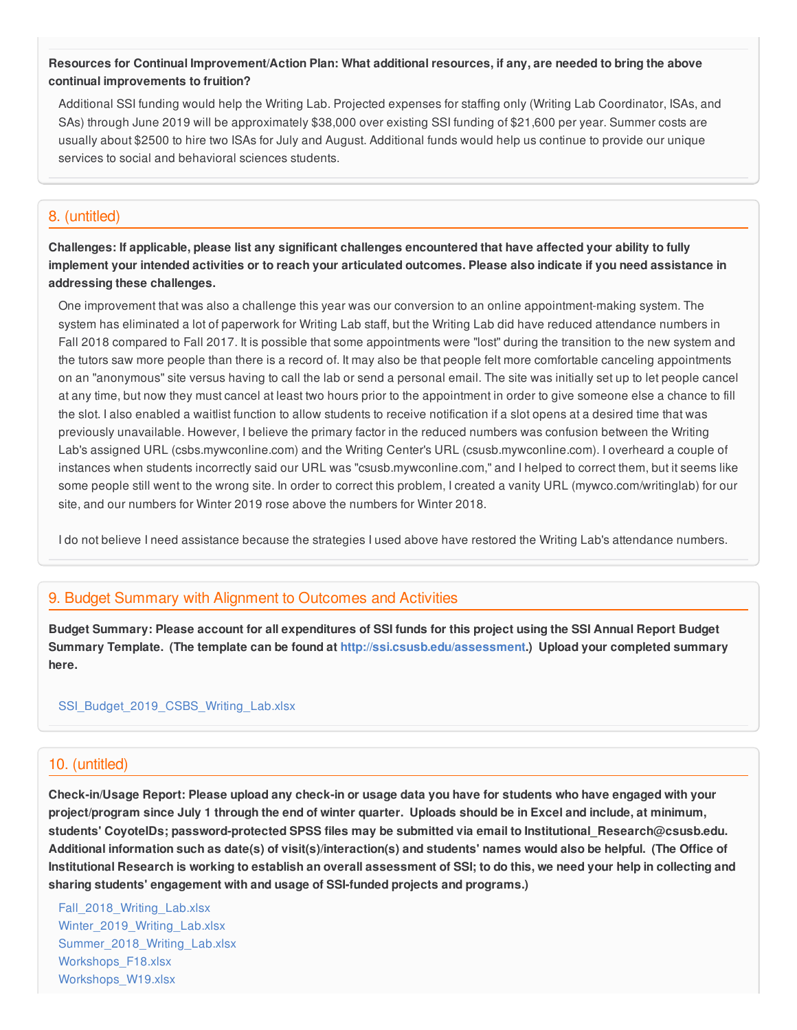**Resources for Continual Improvement/Action Plan: What additional resources, if any, are needed to bring the above continual improvements to fruition?**

Additional SSI funding would help the Writing Lab. Projected expenses for staffing only (Writing Lab Coordinator, ISAs, and SAs) through June 2019 will be approximately $38,000 over existing SSI funding of $21,600 per year. Summer costs are usually about $2500 to hire two ISAs for July and August. Additional funds would help us continue to provide our unique services to social and behavioral sciences students.

## 8. (untitled)

**Challenges: If applicable, please list any significant challenges encountered that have affected your ability to fully implement your intended activities or to reach your articulated outcomes. Please also indicate if you need assistance in addressing these challenges.**

One improvement that was also a challenge this year was our conversion to an online appointment-making system. The system has eliminated a lot of paperwork for Writing Lab staff, but the Writing Lab did have reduced attendance numbers in Fall 2018 compared to Fall 2017. It is possible that some appointments were "lost" during the transition to the new system and the tutors saw more people than there is a record of. It may also be that people felt more comfortable canceling appointments on an "anonymous" site versus having to call the lab or send a personal email. The site was initially set up to let people cancel at any time, but now they must cancel at least two hours prior to the appointment in order to give someone else a chance to fill the slot. I also enabled a waitlist function to allow students to receive notification if a slot opens at a desired time that was previously unavailable. However, I believe the primary factor in the reduced numbers was confusion between the Writing Lab's assigned URL (csbs.mywconline.com) and the Writing Center's URL (csusb.mywconline.com). I overheard a couple of instances when students incorrectly said our URL was "csusb.mywconline.com," and I helped to correct them, but it seems like some people still went to the wrong site. In order to correct this problem, I created a vanity URL (mywco.com/writinglab) for our site, and our numbers for Winter 2019 rose above the numbers for Winter 2018.

I do not believe I need assistance because the strategies I used above have restored the Writing Lab's attendance numbers.

## 9. Budget Summary with Alignment to Outcomes and Activities

**Budget Summary: Please account for all expenditures of SSI funds for this project using the SSI Annual Report Budget Summary Template. (The template can be found at http://ssi.csusb.edu/assessment.) Upload your completed summary here.**

SSI_Budget_2019_CSBS_Writing_Lab.xlsx

## 10. (untitled)

**Check-in/Usage Report: Please upload any check-in or usage data you have for students who have engaged with your project/program since July 1 through the end of winter quarter. Uploads should be in Excel and include, at minimum, students' CoyoteIDs; password-protected SPSS files may be submitted via email to Institutional_Research@csusb.edu. Additional information such as date(s) of visit(s)/interaction(s) and students' names would also be helpful. (The Office of Institutional Research is working to establish an overall assessment of SSI; to do this, we need your help in collecting and sharing students' engagement with and usage of SSI-funded projects and programs.)**

Fall_2018_Writing_Lab.xlsx
Winter_2019_Writing_Lab.xlsx
Summer_2018_Writing_Lab.xlsx
Workshops_F18.xlsx
Workshops_W19.xlsx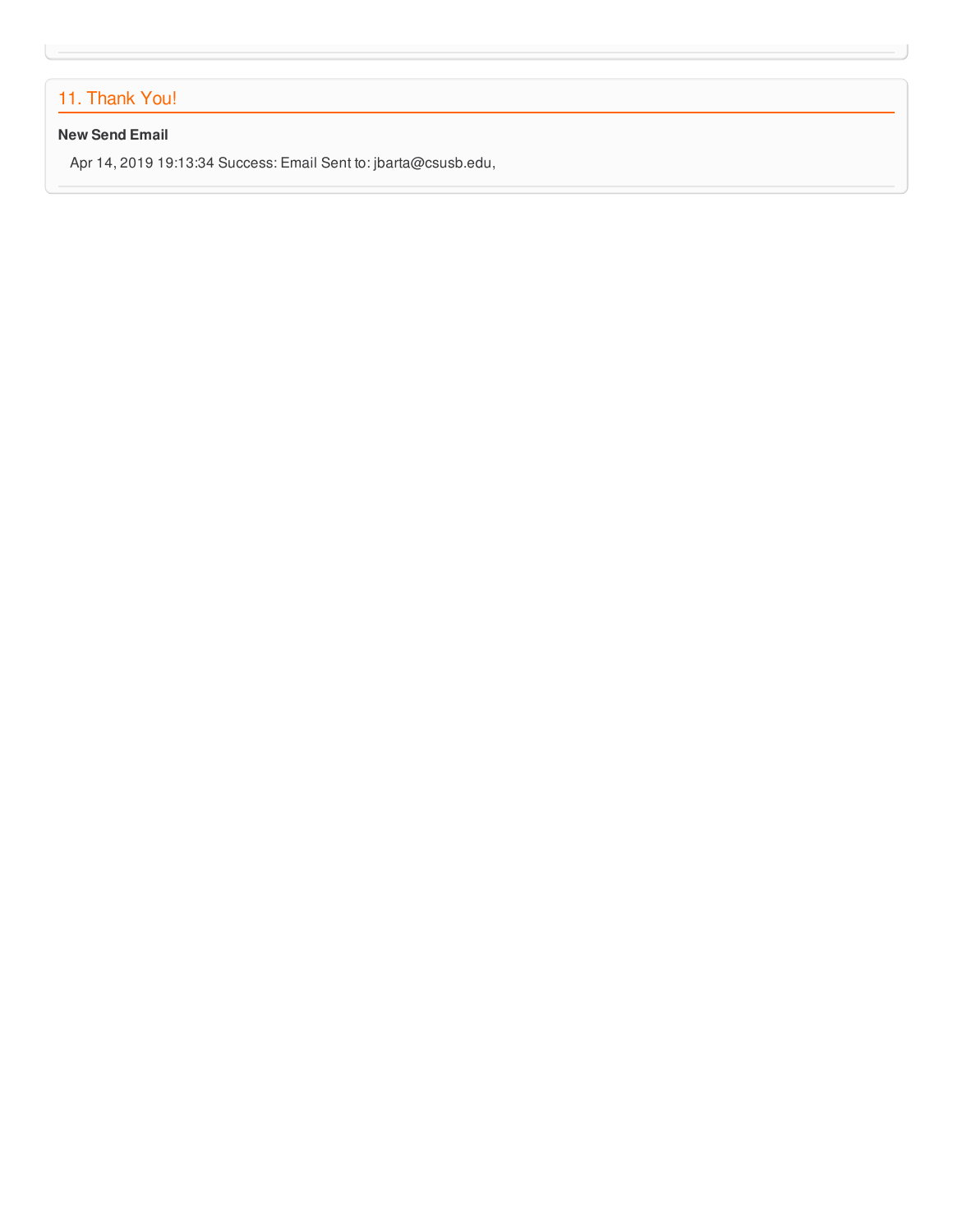## 11. Thank You!

**New Send Email**

Apr 14, 2019 19:13:34 Success: Email Sent to: jbarta@csusb.edu,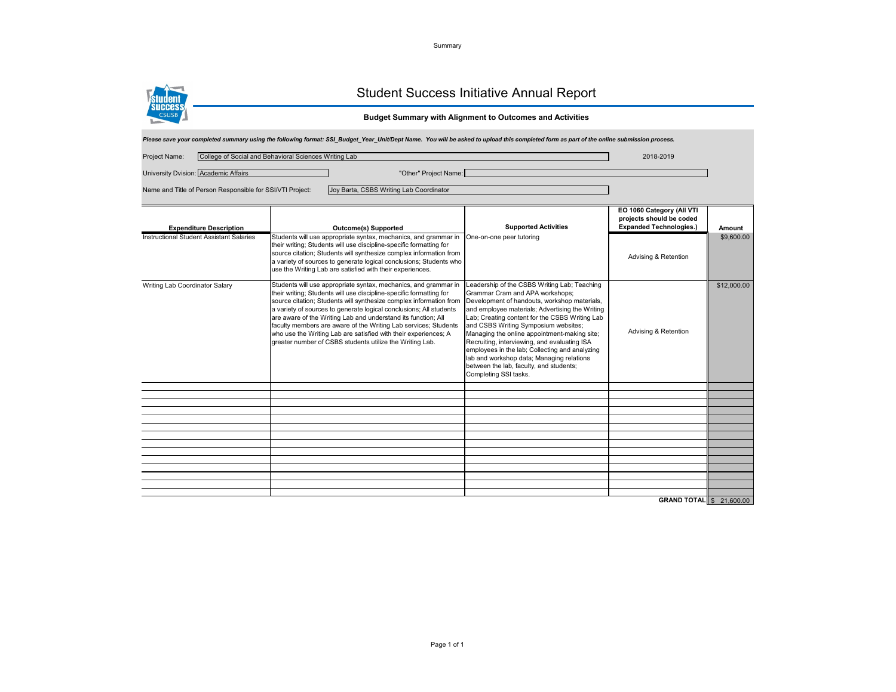# Student Success Initiative Annual Report

## Budget Summary with Alignment to Outcomes and Activities

*Please save your completed summary using the following format: SSI_Budget_Year_Unit/Dept Name. You will be asked to upload this completed form as part of the online submission process.*

Project Name: College of Social and Behavioral Sciences Writing Lab — 2018-2019

University Dvision: Academic Affairs — "Other" Project Name:

Name and Title of Person Responsible for SSI/VTI Project: Joy Barta, CSBS Writing Lab Coordinator

| Expenditure Description | Outcome(s) Supported | Supported Activities | EO 1060 Category (All VTI projects should be coded Expanded Technologies.) | Amount |
|---|---|---|---|---|
| Instructional Student Assistant Salaries | Students will use appropriate syntax, mechanics, and grammar in their writing; Students will use discipline-specific formatting for source citation; Students will synthesize complex information from a variety of sources to generate logical conclusions; Students who use the Writing Lab are satisfied with their experiences. | One-on-one peer tutoring | Advising & Retention | $9,600.00 |
| Writing Lab Coordinator Salary | Students will use appropriate syntax, mechanics, and grammar in their writing; Students will use discipline-specific formatting for source citation; Students will synthesize complex information from a variety of sources to generate logical conclusions; All students are aware of the Writing Lab and understand its function; All faculty members are aware of the Writing Lab services; Students who use the Writing Lab are satisfied with their experiences; A greater number of CSBS students utilize the Writing Lab. | Leadership of the CSBS Writing Lab; Teaching Grammar Cram and APA workshops; Development of handouts, workshop materials, and employee materials; Advertising the Writing Lab and CSBS Writing Symposium websites; Creating content for the CSBS Writing Lab and CSBS Writing Symposium websites; Managing the online appointment-making site; Recruiting, interviewing, and evaluating ISA employees in the lab; Collecting and analyzing lab and workshop data; Managing relations between the lab, faculty, and students; Completing SSI tasks. | Advising & Retention | $12,000.00 |
| | | | **GRAND TOTAL** | $ 21,600.00 |